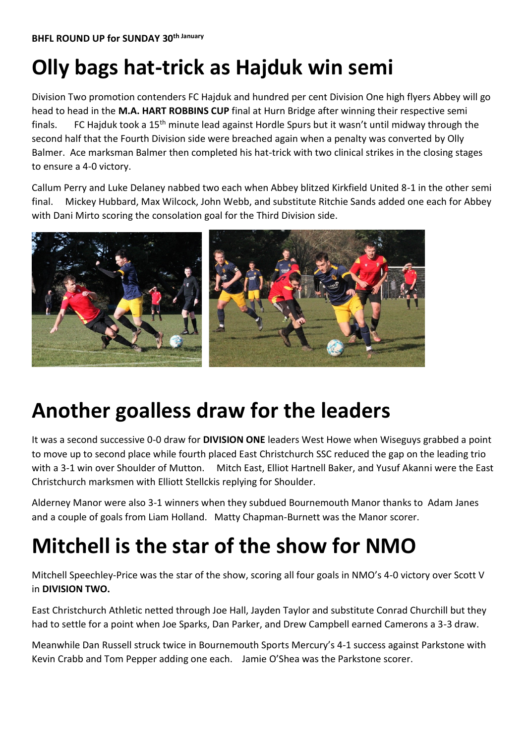**BHFL ROUND UP for SUNDAY 30th January**

# Olly bags hat-trick as Hajduk win semi

Division Two promotion contenders FC Hajduk and hundred per cent Division One high flyers Abbey will go head to head in the **M.A. HART ROBBINS CUP** final at Hurn Bridge after winning their respective semi finals. FC Hajduk took a 15th minute lead against Hordle Spurs but it wasn't until midway through the second half that the Fourth Division side were breached again when a penalty was converted by Olly Balmer. Ace marksman Balmer then completed his hat-trick with two clinical strikes in the closing stages to ensure a 4-0 victory.

Callum Perry and Luke Delaney nabbed two each when Abbey blitzed Kirkfield United 8-1 in the other semi final. Mickey Hubbard, Max Wilcock, John Webb, and substitute Ritchie Sands added one each for Abbey with Dani Mirto scoring the consolation goal for the Third Division side.

# Another goalless draw for the leaders

It was a second successive 0-0 draw for **DIVISION ONE** leaders West Howe when Wiseguys grabbed a point to move up to second place while fourth placed East Christchurch SSC reduced the gap on the leading trio with a 3-1 win over Shoulder of Mutton. Mitch East, Elliot Hartnell Baker, and Yusuf Akanni were the East Christchurch marksmen with Elliott Stellckis replying for Shoulder.

Alderney Manor were also 3-1 winners when they subdued Bournemouth Manor thanks to Adam Janes and a couple of goals from Liam Holland. Matty Chapman-Burnett was the Manor scorer.

# Mitchell is the star of the show for NMO

Mitchell Speechley-Price was the star of the show, scoring all four goals in NMO's 4-0 victory over Scott V in **DIVISION TWO.**

East Christchurch Athletic netted through Joe Hall, Jayden Taylor and substitute Conrad Churchill but they had to settle for a point when Joe Sparks, Dan Parker, and Drew Campbell earned Camerons a 3-3 draw.

Meanwhile Dan Russell struck twice in Bournemouth Sports Mercury's 4-1 success against Parkstone with Kevin Crabb and Tom Pepper adding one each. Jamie O'Shea was the Parkstone scorer.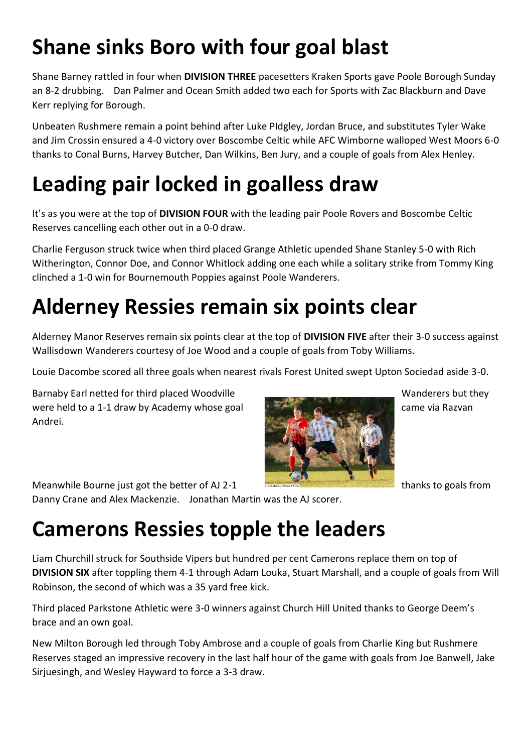# Shane sinks Boro with four goal blast

Shane Barney rattled in four when **DIVISION THREE** pacesetters Kraken Sports gave Poole Borough Sunday an 8-2 drubbing. Dan Palmer and Ocean Smith added two each for Sports with Zac Blackburn and Dave Kerr replying for Borough.

Unbeaten Rushmere remain a point behind after Luke PIdgley, Jordan Bruce, and substitutes Tyler Wake and Jim Crossin ensured a 4-0 victory over Boscombe Celtic while AFC Wimborne walloped West Moors 6-0 thanks to Conal Burns, Harvey Butcher, Dan Wilkins, Ben Jury, and a couple of goals from Alex Henley.

# Leading pair locked in goalless draw

It's as you were at the top of **DIVISION FOUR** with the leading pair Poole Rovers and Boscombe Celtic Reserves cancelling each other out in a 0-0 draw.

Charlie Ferguson struck twice when third placed Grange Athletic upended Shane Stanley 5-0 with Rich Witherington, Connor Doe, and Connor Whitlock adding one each while a solitary strike from Tommy King clinched a 1-0 win for Bournemouth Poppies against Poole Wanderers.

# Alderney Ressies remain six points clear

Alderney Manor Reserves remain six points clear at the top of **DIVISION FIVE** after their 3-0 success against Wallisdown Wanderers courtesy of Joe Wood and a couple of goals from Toby Williams.

Louie Dacombe scored all three goals when nearest rivals Forest United swept Upton Sociedad aside 3-0.

Barnaby Earl netted for third placed Woodville Wanderers but they were held to a 1-1 draw by Academy whose goal came via Razvan Andrei.

Meanwhile Bourne just got the better of AJ 2-1 thanks to goals from Danny Crane and Alex Mackenzie. Jonathan Martin was the AJ scorer.

# Camerons Ressies topple the leaders

Liam Churchill struck for Southside Vipers but hundred per cent Camerons replace them on top of **DIVISION SIX** after toppling them 4-1 through Adam Louka, Stuart Marshall, and a couple of goals from Will Robinson, the second of which was a 35 yard free kick.

Third placed Parkstone Athletic were 3-0 winners against Church Hill United thanks to George Deem's brace and an own goal.

New Milton Borough led through Toby Ambrose and a couple of goals from Charlie King but Rushmere Reserves staged an impressive recovery in the last half hour of the game with goals from Joe Banwell, Jake Sirjuesingh, and Wesley Hayward to force a 3-3 draw.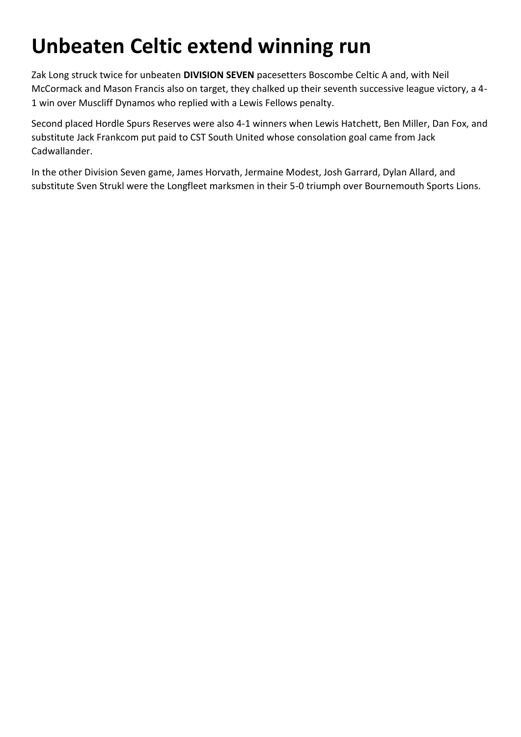# Unbeaten Celtic extend winning run

Zak Long struck twice for unbeaten **DIVISION SEVEN** pacesetters Boscombe Celtic A and, with Neil McCormack and Mason Francis also on target, they chalked up their seventh successive league victory, a 4-1 win over Muscliff Dynamos who replied with a Lewis Fellows penalty.

Second placed Hordle Spurs Reserves were also 4-1 winners when Lewis Hatchett, Ben Miller, Dan Fox, and substitute Jack Frankcom put paid to CST South United whose consolation goal came from Jack Cadwallander.

In the other Division Seven game, James Horvath, Jermaine Modest, Josh Garrard, Dylan Allard, and substitute Sven Strukl were the Longfleet marksmen in their 5-0 triumph over Bournemouth Sports Lions.